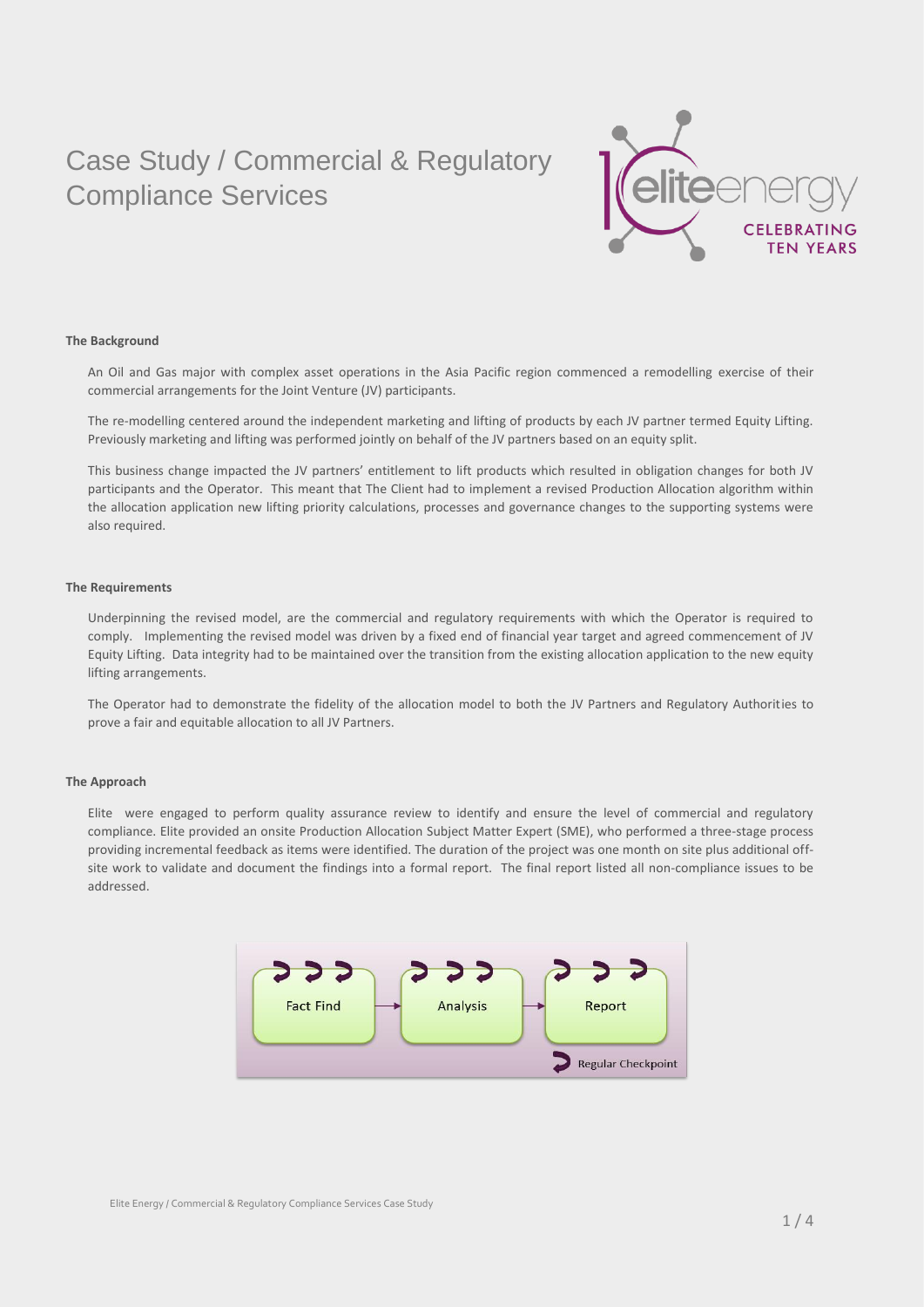# Case Study / Commercial & Regulatory Compliance Services

**The Background**

An Oil and Gas major with complex asset operations in the Asia Pacific region commenced a remodelling exercise of their commercial arrangements for the Joint Venture (JV) participants.

The re-modelling centered around the independent marketing and lifting of products by each JV partner termed Equity Lifting. Previously marketing and lifting was performed jointly on behalf of the JV partners based on an equity split.

This business change impacted the JV partners' entitlement to lift products which resulted in obligation changes for both JV participants and the Operator. This meant that The Client had to implement a revised Production Allocation algorithm within the allocation application new lifting priority calculations, processes and governance changes to the supporting systems were also required.

**The Requirements**

Underpinning the revised model, are the commercial and regulatory requirements with which the Operator is required to comply. Implementing the revised model was driven by a fixed end of financial year target and agreed commencement of JV Equity Lifting. Data integrity had to be maintained over the transition from the existing allocation application to the new equity lifting arrangements.

The Operator had to demonstrate the fidelity of the allocation model to both the JV Partners and Regulatory Authorities to prove a fair and equitable allocation to all JV Partners.

**The Approach**

Elite were engaged to perform quality assurance review to identify and ensure the level of commercial and regulatory compliance. Elite provided an onsite Production Allocation Subject Matter Expert (SME), who performed a three-stage process providing incremental feedback as items were identified. The duration of the project was one month on site plus additional off-site work to validate and document the findings into a formal report. The final report listed all non-compliance issues to be addressed.

Fact Find → Analysis → Report

Regular Checkpoint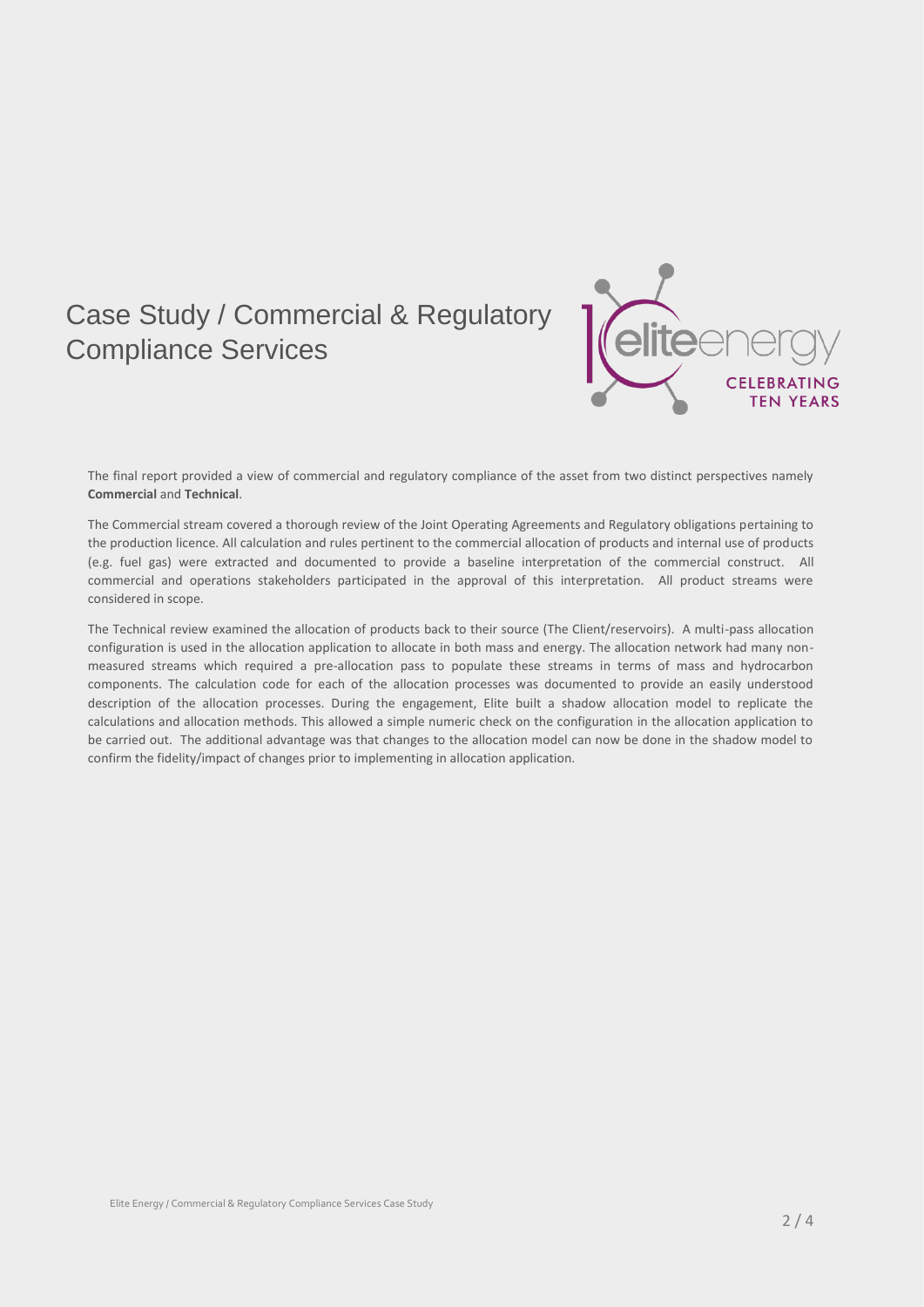# Case Study / Commercial & Regulatory Compliance Services

The final report provided a view of commercial and regulatory compliance of the asset from two distinct perspectives namely **Commercial** and **Technical**.

The Commercial stream covered a thorough review of the Joint Operating Agreements and Regulatory obligations pertaining to the production licence. All calculation and rules pertinent to the commercial allocation of products and internal use of products (e.g. fuel gas) were extracted and documented to provide a baseline interpretation of the commercial construct. All commercial and operations stakeholders participated in the approval of this interpretation. All product streams were considered in scope.

The Technical review examined the allocation of products back to their source (The Client/reservoirs). A multi-pass allocation configuration is used in the allocation application to allocate in both mass and energy. The allocation network had many non-measured streams which required a pre-allocation pass to populate these streams in terms of mass and hydrocarbon components. The calculation code for each of the allocation processes was documented to provide an easily understood description of the allocation processes. During the engagement, Elite built a shadow allocation model to replicate the calculations and allocation methods. This allowed a simple numeric check on the configuration in the allocation application to be carried out. The additional advantage was that changes to the allocation model can now be done in the shadow model to confirm the fidelity/impact of changes prior to implementing in allocation application.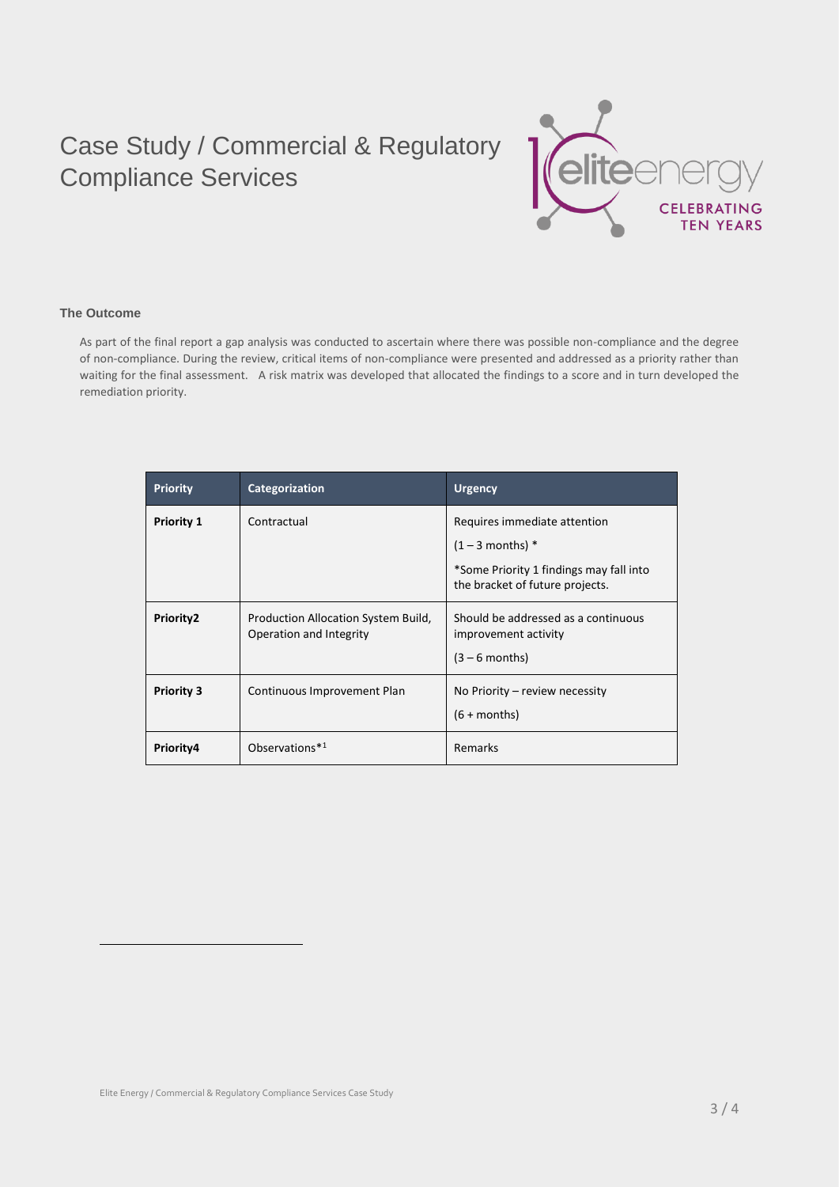# Case Study / Commercial & Regulatory Compliance Services

### The Outcome

As part of the final report a gap analysis was conducted to ascertain where there was possible non-compliance and the degree of non-compliance. During the review, critical items of non-compliance were presented and addressed as a priority rather than waiting for the final assessment. A risk matrix was developed that allocated the findings to a score and in turn developed the remediation priority.

| Priority | Categorization | Urgency |
|---|---|---|
| **Priority 1** | Contractual | Requires immediate attention<br>(1 – 3 months) *<br>*Some Priority 1 findings may fall into the bracket of future projects. |
| **Priority2** | Production Allocation System Build, Operation and Integrity | Should be addressed as a continuous improvement activity<br>(3 – 6 months) |
| **Priority 3** | Continuous Improvement Plan | No Priority – review necessity<br>(6 + months) |
| **Priority4** | Observations*[1] | Remarks |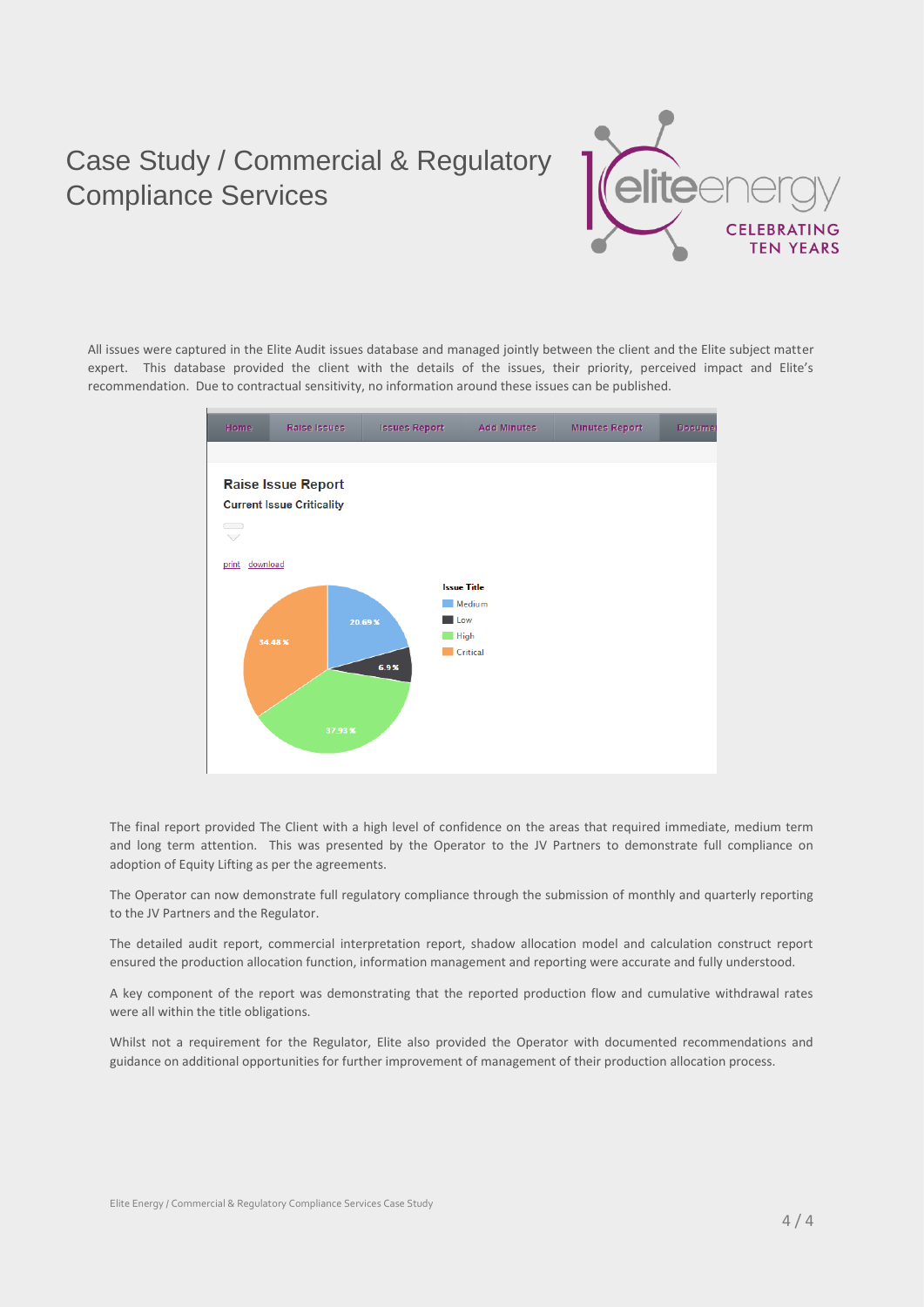# Case Study / Commercial & Regulatory Compliance Services

All issues were captured in the Elite Audit issues database and managed jointly between the client and the Elite subject matter expert. This database provided the client with the details of the issues, their priority, perceived impact and Elite's recommendation. Due to contractual sensitivity, no information around these issues can be published.

Home | Raise Issues | Issues Report | Add Minutes | Minutes Report | Docume

Raise Issue Report

Current Issue Criticality

print download

20.69 %
6.9 %
37.93 %
34.48 %

Issue Title
Medium
Low
High
Critical

The final report provided The Client with a high level of confidence on the areas that required immediate, medium term and long term attention. This was presented by the Operator to the JV Partners to demonstrate full compliance on adoption of Equity Lifting as per the agreements.

The Operator can now demonstrate full regulatory compliance through the submission of monthly and quarterly reporting to the JV Partners and the Regulator.

The detailed audit report, commercial interpretation report, shadow allocation model and calculation construct report ensured the production allocation function, information management and reporting were accurate and fully understood.

A key component of the report was demonstrating that the reported production flow and cumulative withdrawal rates were all within the title obligations.

Whilst not a requirement for the Regulator, Elite also provided the Operator with documented recommendations and guidance on additional opportunities for further improvement of management of their production allocation process.